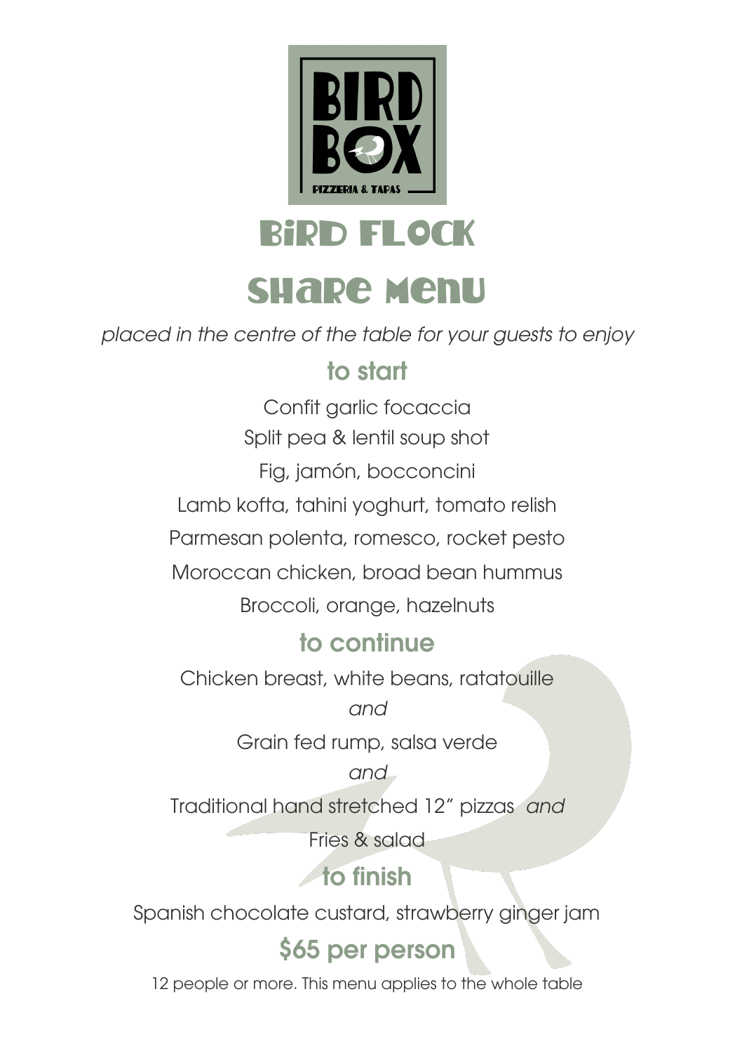BIRD BOX

PIZZERIA & TAPAS

# Bird Flock

# Share Menu

*placed in the centre of the table for your guests to enjoy*

## to start

Confit garlic focaccia

Split pea & lentil soup shot

Fig, jamón, bocconcini

Lamb kofta, tahini yoghurt, tomato relish

Parmesan polenta, romesco, rocket pesto

Moroccan chicken, broad bean hummus

Broccoli, orange, hazelnuts

## to continue

Chicken breast, white beans, ratatouille

*and*

Grain fed rump, salsa verde

*and*

Traditional hand stretched 12" pizzas *and*

Fries & salad

## to finish

Spanish chocolate custard, strawberry ginger jam

## $65 per person

12 people or more. This menu applies to the whole table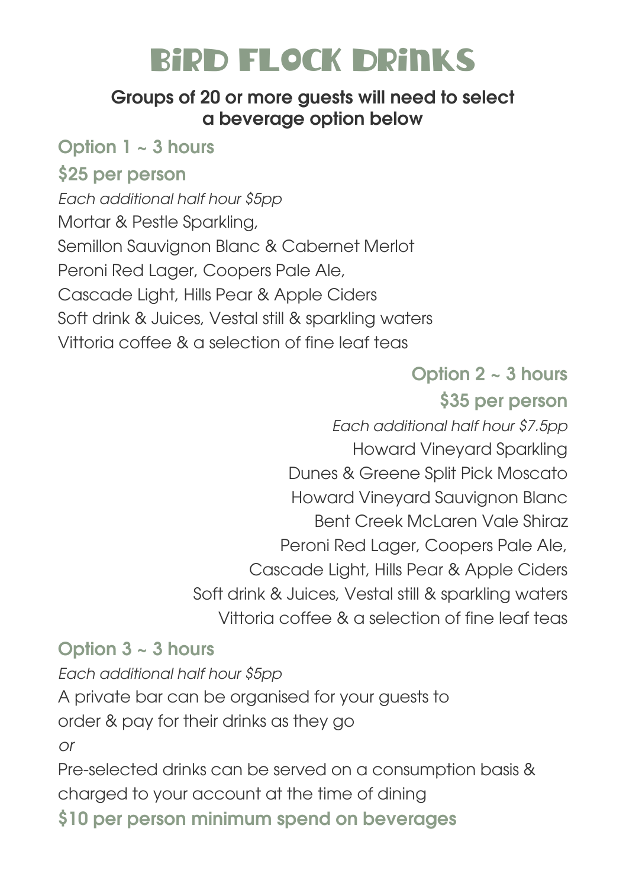# Bird Flock Drinks

**Groups of 20 or more guests will need to select a beverage option below**

## Option 1 ~ 3 hours

**$25 per person**

*Each additional half hour $5pp*

Mortar & Pestle Sparkling,
Semillon Sauvignon Blanc & Cabernet Merlot
Peroni Red Lager, Coopers Pale Ale,
Cascade Light, Hills Pear & Apple Ciders
Soft drink & Juices, Vestal still & sparkling waters
Vittoria coffee & a selection of fine leaf teas

## Option 2 ~ 3 hours

**$35 per person**

*Each additional half hour $7.5pp*

Howard Vineyard Sparkling
Dunes & Greene Split Pick Moscato
Howard Vineyard Sauvignon Blanc
Bent Creek McLaren Vale Shiraz
Peroni Red Lager, Coopers Pale Ale,
Cascade Light, Hills Pear & Apple Ciders
Soft drink & Juices, Vestal still & sparkling waters
Vittoria coffee & a selection of fine leaf teas

## Option 3 ~ 3 hours

*Each additional half hour $5pp*

A private bar can be organised for your guests to order & pay for their drinks as they go

*or*

Pre-selected drinks can be served on a consumption basis & charged to your account at the time of dining

**$10 per person minimum spend on beverages**